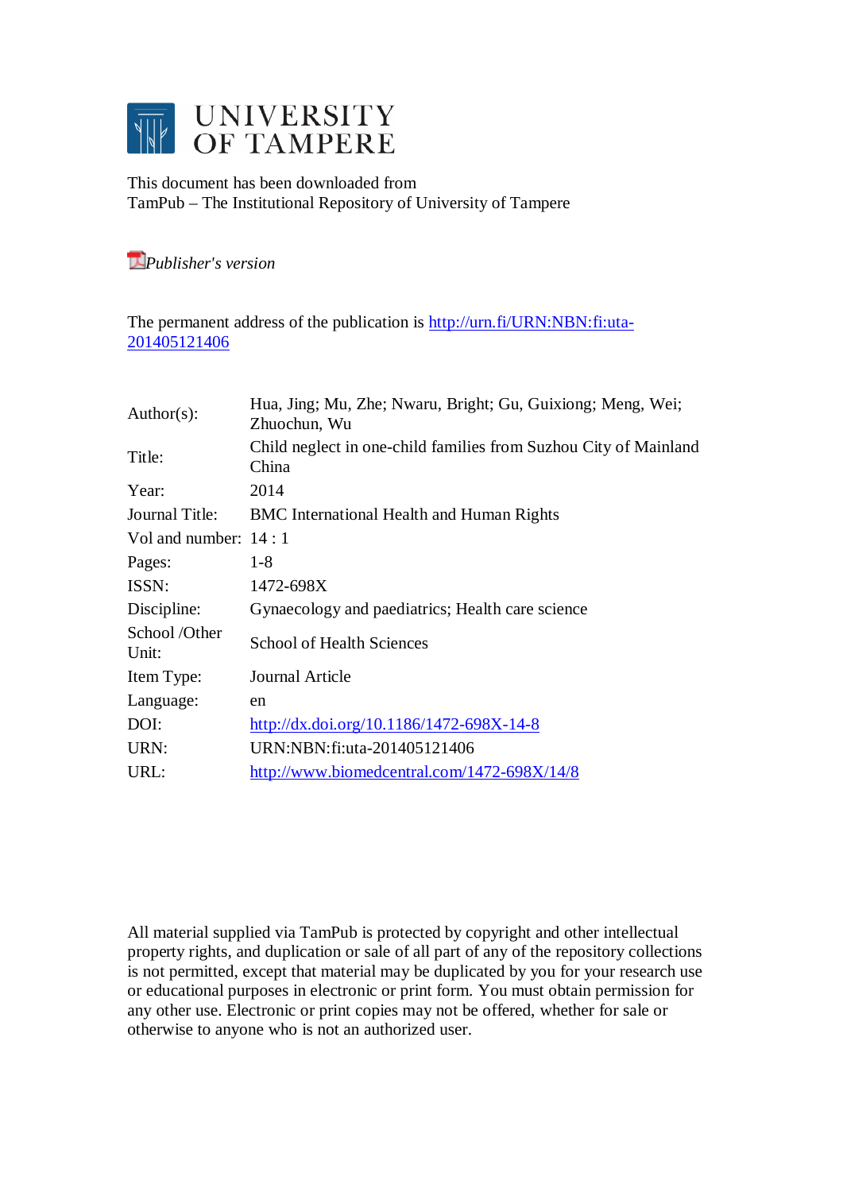# UNIVERSITY OF TAMPERE

This document has been downloaded from
TamPub – The Institutional Repository of University of Tampere

*Publisher's version*

The permanent address of the publication is http://urn.fi/URN:NBN:fi:uta-201405121406

| | |
|---|---|
| Author(s): | Hua, Jing; Mu, Zhe; Nwaru, Bright; Gu, Guixiong; Meng, Wei; Zhuochun, Wu |
| Title: | Child neglect in one-child families from Suzhou City of Mainland China |
| Year: | 2014 |
| Journal Title: | BMC International Health and Human Rights |
| Vol and number: | 14 : 1 |
| Pages: | 1-8 |
| ISSN: | 1472-698X |
| Discipline: | Gynaecology and paediatrics; Health care science |
| School /Other Unit: | School of Health Sciences |
| Item Type: | Journal Article |
| Language: | en |
| DOI: | http://dx.doi.org/10.1186/1472-698X-14-8 |
| URN: | URN:NBN:fi:uta-201405121406 |
| URL: | http://www.biomedcentral.com/1472-698X/14/8 |

All material supplied via TamPub is protected by copyright and other intellectual property rights, and duplication or sale of all part of any of the repository collections is not permitted, except that material may be duplicated by you for your research use or educational purposes in electronic or print form. You must obtain permission for any other use. Electronic or print copies may not be offered, whether for sale or otherwise to anyone who is not an authorized user.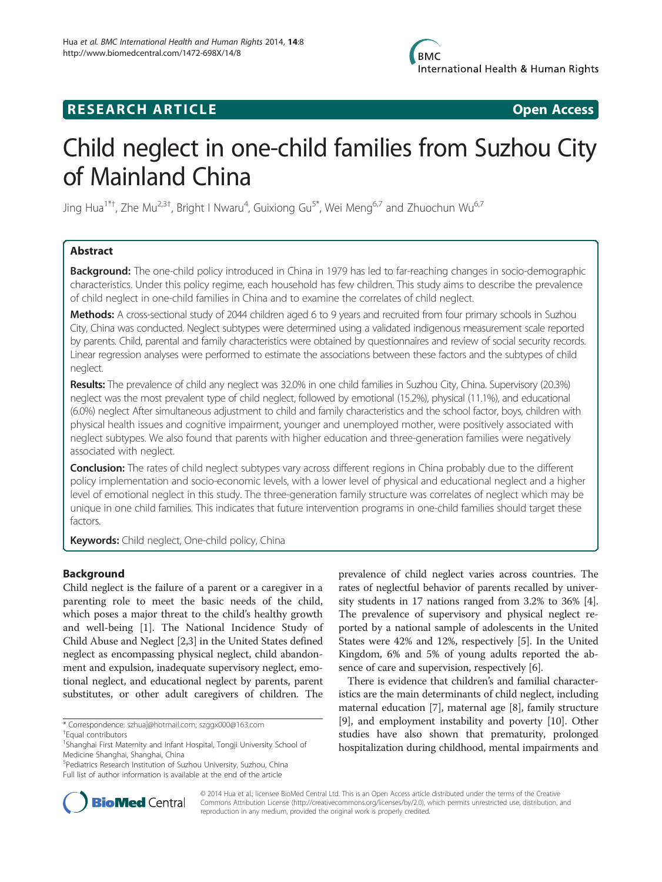# Child neglect in one-child families from Suzhou City of Mainland China

Jing Hua[1*†], Zhe Mu[2,3†], Bright I Nwaru[4], Guixiong Gu[5*], Wei Meng[6,7] and Zhuochun Wu[6,7]

## Abstract

**Background:** The one-child policy introduced in China in 1979 has led to far-reaching changes in socio-demographic characteristics. Under this policy regime, each household has few children. This study aims to describe the prevalence of child neglect in one-child families in China and to examine the correlates of child neglect.

**Methods:** A cross-sectional study of 2044 children aged 6 to 9 years and recruited from four primary schools in Suzhou City, China was conducted. Neglect subtypes were determined using a validated indigenous measurement scale reported by parents. Child, parental and family characteristics were obtained by questionnaires and review of social security records. Linear regression analyses were performed to estimate the associations between these factors and the subtypes of child neglect.

**Results:** The prevalence of child any neglect was 32.0% in one child families in Suzhou City, China. Supervisory (20.3%) neglect was the most prevalent type of child neglect, followed by emotional (15.2%), physical (11.1%), and educational (6.0%) neglect After simultaneous adjustment to child and family characteristics and the school factor, boys, children with physical health issues and cognitive impairment, younger and unemployed mother, were positively associated with neglect subtypes. We also found that parents with higher education and three-generation families were negatively associated with neglect.

**Conclusion:** The rates of child neglect subtypes vary across different regions in China probably due to the different policy implementation and socio-economic levels, with a lower level of physical and educational neglect and a higher level of emotional neglect in this study. The three-generation family structure was correlates of neglect which may be unique in one child families. This indicates that future intervention programs in one-child families should target these factors.

**Keywords:** Child neglect, One-child policy, China

## Background

Child neglect is the failure of a parent or a caregiver in a parenting role to meet the basic needs of the child, which poses a major threat to the child's healthy growth and well-being [1]. The National Incidence Study of Child Abuse and Neglect [2,3] in the United States defined neglect as encompassing physical neglect, child abandonment and expulsion, inadequate supervisory neglect, emotional neglect, and educational neglect by parents, parent substitutes, or other adult caregivers of children. The prevalence of child neglect varies across countries. The rates of neglectful behavior of parents recalled by university students in 17 nations ranged from 3.2% to 36% [4]. The prevalence of supervisory and physical neglect reported by a national sample of adolescents in the United States were 42% and 12%, respectively [5]. In the United Kingdom, 6% and 5% of young adults reported the absence of care and supervision, respectively [6].

There is evidence that children's and familial characteristics are the main determinants of child neglect, including maternal education [7], maternal age [8], family structure [9], and employment instability and poverty [10]. Other studies have also shown that prematurity, prolonged hospitalization during childhood, mental impairments and

\* Correspondence: szhuaj@hotmail.com; szggx000@163.com
†Equal contributors
[1]Shanghai First Maternity and Infant Hospital, Tongji University School of Medicine Shanghai, Shanghai, China
[5]Pediatrics Research Institution of Suzhou University, Suzhou, China
Full list of author information is available at the end of the article

© 2014 Hua et al.; licensee BioMed Central Ltd. This is an Open Access article distributed under the terms of the Creative Commons Attribution License (http://creativecommons.org/licenses/by/2.0), which permits unrestricted use, distribution, and reproduction in any medium, provided the original work is properly credited.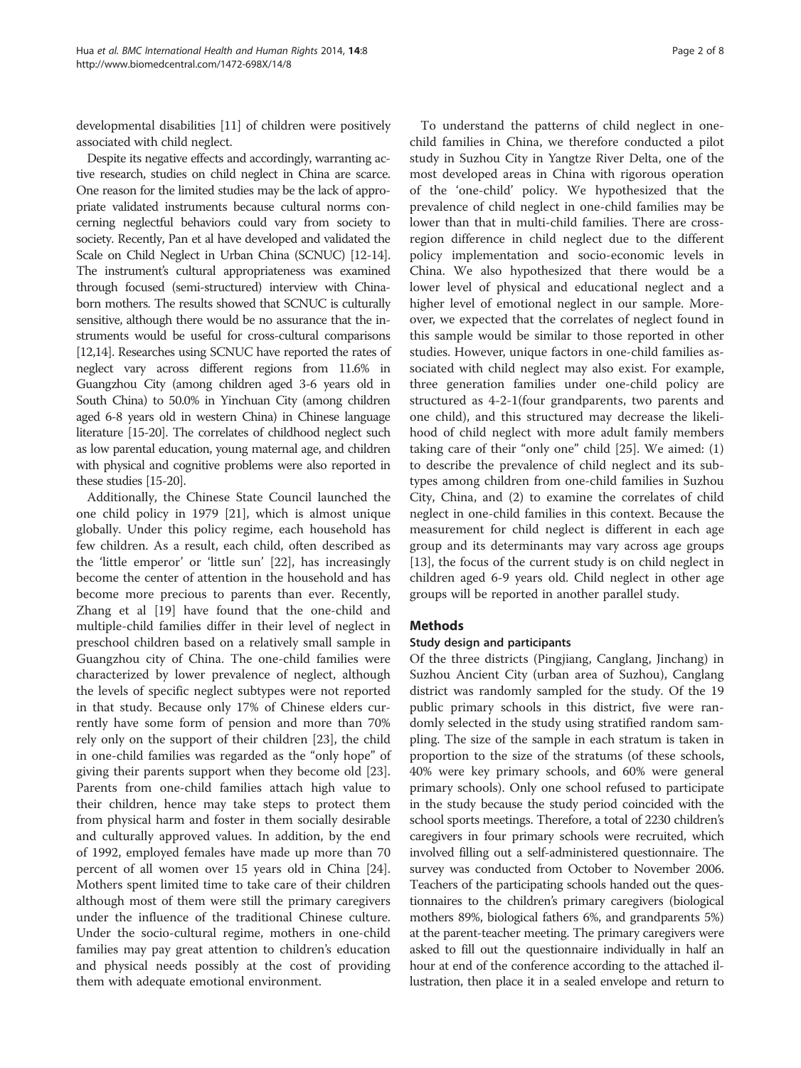developmental disabilities [11] of children were positively associated with child neglect.

Despite its negative effects and accordingly, warranting active research, studies on child neglect in China are scarce. One reason for the limited studies may be the lack of appropriate validated instruments because cultural norms concerning neglectful behaviors could vary from society to society. Recently, Pan et al have developed and validated the Scale on Child Neglect in Urban China (SCNUC) [12-14]. The instrument's cultural appropriateness was examined through focused (semi-structured) interview with China-born mothers. The results showed that SCNUC is culturally sensitive, although there would be no assurance that the instruments would be useful for cross-cultural comparisons [12,14]. Researches using SCNUC have reported the rates of neglect vary across different regions from 11.6% in Guangzhou City (among children aged 3-6 years old in South China) to 50.0% in Yinchuan City (among children aged 6-8 years old in western China) in Chinese language literature [15-20]. The correlates of childhood neglect such as low parental education, young maternal age, and children with physical and cognitive problems were also reported in these studies [15-20].

Additionally, the Chinese State Council launched the one child policy in 1979 [21], which is almost unique globally. Under this policy regime, each household has few children. As a result, each child, often described as the 'little emperor' or 'little sun' [22], has increasingly become the center of attention in the household and has become more precious to parents than ever. Recently, Zhang et al [19] have found that the one-child and multiple-child families differ in their level of neglect in preschool children based on a relatively small sample in Guangzhou city of China. The one-child families were characterized by lower prevalence of neglect, although the levels of specific neglect subtypes were not reported in that study. Because only 17% of Chinese elders currently have some form of pension and more than 70% rely only on the support of their children [23], the child in one-child families was regarded as the "only hope" of giving their parents support when they become old [23]. Parents from one-child families attach high value to their children, hence may take steps to protect them from physical harm and foster in them socially desirable and culturally approved values. In addition, by the end of 1992, employed females have made up more than 70 percent of all women over 15 years old in China [24]. Mothers spent limited time to take care of their children although most of them were still the primary caregivers under the influence of the traditional Chinese culture. Under the socio-cultural regime, mothers in one-child families may pay great attention to children's education and physical needs possibly at the cost of providing them with adequate emotional environment.

To understand the patterns of child neglect in one-child families in China, we therefore conducted a pilot study in Suzhou City in Yangtze River Delta, one of the most developed areas in China with rigorous operation of the 'one-child' policy. We hypothesized that the prevalence of child neglect in one-child families may be lower than that in multi-child families. There are cross-region difference in child neglect due to the different policy implementation and socio-economic levels in China. We also hypothesized that there would be a lower level of physical and educational neglect and a higher level of emotional neglect in our sample. Moreover, we expected that the correlates of neglect found in this sample would be similar to those reported in other studies. However, unique factors in one-child families associated with child neglect may also exist. For example, three generation families under one-child policy are structured as 4-2-1(four grandparents, two parents and one child), and this structured may decrease the likelihood of child neglect with more adult family members taking care of their "only one" child [25]. We aimed: (1) to describe the prevalence of child neglect and its subtypes among children from one-child families in Suzhou City, China, and (2) to examine the correlates of child neglect in one-child families in this context. Because the measurement for child neglect is different in each age group and its determinants may vary across age groups [13], the focus of the current study is on child neglect in children aged 6-9 years old. Child neglect in other age groups will be reported in another parallel study.

## Methods

### Study design and participants

Of the three districts (Pingjiang, Canglang, Jinchang) in Suzhou Ancient City (urban area of Suzhou), Canglang district was randomly sampled for the study. Of the 19 public primary schools in this district, five were randomly selected in the study using stratified random sampling. The size of the sample in each stratum is taken in proportion to the size of the stratums (of these schools, 40% were key primary schools, and 60% were general primary schools). Only one school refused to participate in the study because the study period coincided with the school sports meetings. Therefore, a total of 2230 children's caregivers in four primary schools were recruited, which involved filling out a self-administered questionnaire. The survey was conducted from October to November 2006. Teachers of the participating schools handed out the questionnaires to the children's primary caregivers (biological mothers 89%, biological fathers 6%, and grandparents 5%) at the parent-teacher meeting. The primary caregivers were asked to fill out the questionnaire individually in half an hour at end of the conference according to the attached illustration, then place it in a sealed envelope and return to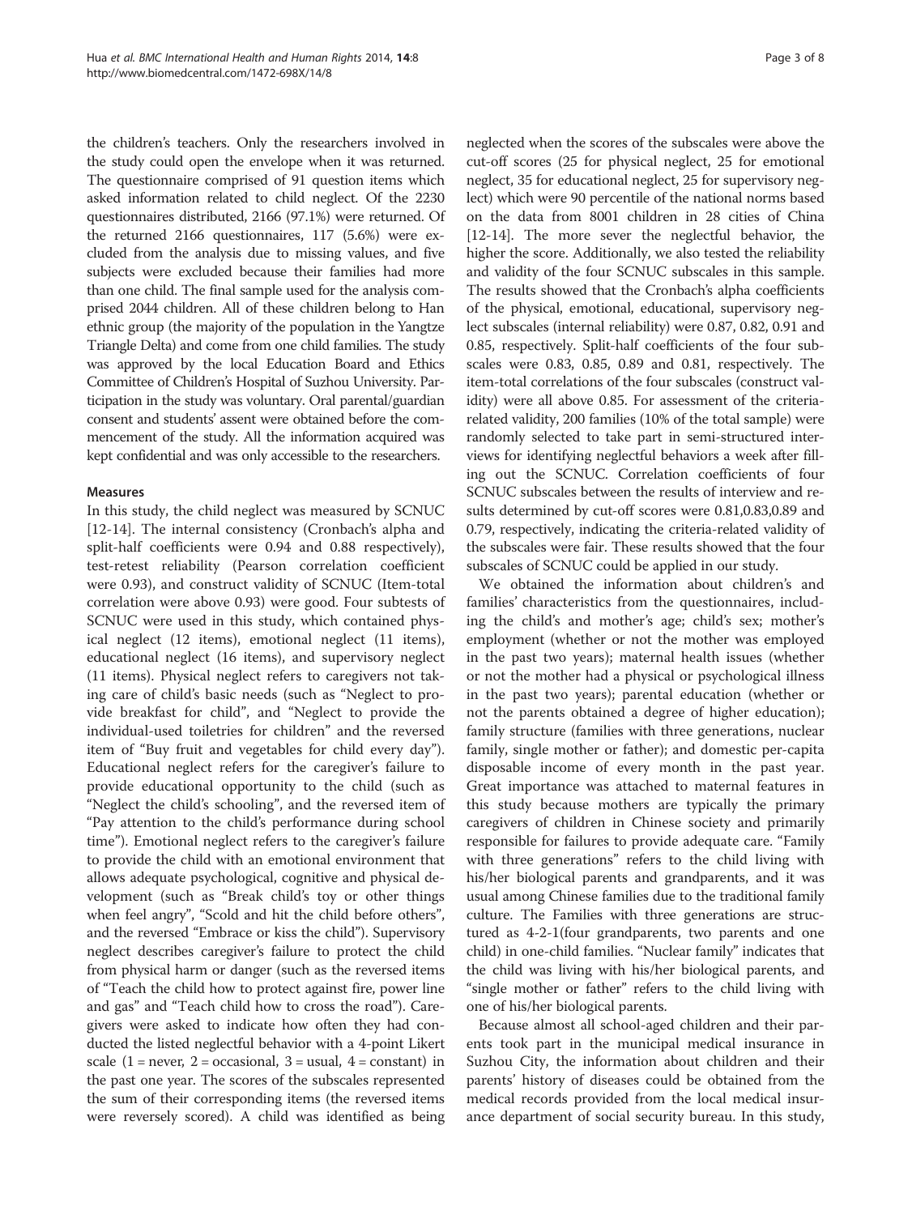the children's teachers. Only the researchers involved in the study could open the envelope when it was returned. The questionnaire comprised of 91 question items which asked information related to child neglect. Of the 2230 questionnaires distributed, 2166 (97.1%) were returned. Of the returned 2166 questionnaires, 117 (5.6%) were excluded from the analysis due to missing values, and five subjects were excluded because their families had more than one child. The final sample used for the analysis comprised 2044 children. All of these children belong to Han ethnic group (the majority of the population in the Yangtze Triangle Delta) and come from one child families. The study was approved by the local Education Board and Ethics Committee of Children's Hospital of Suzhou University. Participation in the study was voluntary. Oral parental/guardian consent and students' assent were obtained before the commencement of the study. All the information acquired was kept confidential and was only accessible to the researchers.

### Measures

In this study, the child neglect was measured by SCNUC [12-14]. The internal consistency (Cronbach's alpha and split-half coefficients were 0.94 and 0.88 respectively), test-retest reliability (Pearson correlation coefficient were 0.93), and construct validity of SCNUC (Item-total correlation were above 0.93) were good. Four subtests of SCNUC were used in this study, which contained physical neglect (12 items), emotional neglect (11 items), educational neglect (16 items), and supervisory neglect (11 items). Physical neglect refers to caregivers not taking care of child's basic needs (such as "Neglect to provide breakfast for child", and "Neglect to provide the individual-used toiletries for children" and the reversed item of "Buy fruit and vegetables for child every day"). Educational neglect refers for the caregiver's failure to provide educational opportunity to the child (such as "Neglect the child's schooling", and the reversed item of "Pay attention to the child's performance during school time"). Emotional neglect refers to the caregiver's failure to provide the child with an emotional environment that allows adequate psychological, cognitive and physical development (such as "Break child's toy or other things when feel angry", "Scold and hit the child before others", and the reversed "Embrace or kiss the child"). Supervisory neglect describes caregiver's failure to protect the child from physical harm or danger (such as the reversed items of "Teach the child how to protect against fire, power line and gas" and "Teach child how to cross the road"). Caregivers were asked to indicate how often they had conducted the listed neglectful behavior with a 4-point Likert scale (1 = never, 2 = occasional, 3 = usual, 4 = constant) in the past one year. The scores of the subscales represented the sum of their corresponding items (the reversed items were reversely scored). A child was identified as being neglected when the scores of the subscales were above the cut-off scores (25 for physical neglect, 25 for emotional neglect, 35 for educational neglect, 25 for supervisory neglect) which were 90 percentile of the national norms based on the data from 8001 children in 28 cities of China [12-14]. The more sever the neglectful behavior, the higher the score. Additionally, we also tested the reliability and validity of the four SCNUC subscales in this sample. The results showed that the Cronbach's alpha coefficients of the physical, emotional, educational, supervisory neglect subscales (internal reliability) were 0.87, 0.82, 0.91 and 0.85, respectively. Split-half coefficients of the four subscales were 0.83, 0.85, 0.89 and 0.81, respectively. The item-total correlations of the four subscales (construct validity) were all above 0.85. For assessment of the criteria-related validity, 200 families (10% of the total sample) were randomly selected to take part in semi-structured interviews for identifying neglectful behaviors a week after filling out the SCNUC. Correlation coefficients of four SCNUC subscales between the results of interview and results determined by cut-off scores were 0.81,0.83,0.89 and 0.79, respectively, indicating the criteria-related validity of the subscales were fair. These results showed that the four subscales of SCNUC could be applied in our study.

We obtained the information about children's and families' characteristics from the questionnaires, including the child's and mother's age; child's sex; mother's employment (whether or not the mother was employed in the past two years); maternal health issues (whether or not the mother had a physical or psychological illness in the past two years); parental education (whether or not the parents obtained a degree of higher education); family structure (families with three generations, nuclear family, single mother or father); and domestic per-capita disposable income of every month in the past year. Great importance was attached to maternal features in this study because mothers are typically the primary caregivers of children in Chinese society and primarily responsible for failures to provide adequate care. "Family with three generations" refers to the child living with his/her biological parents and grandparents, and it was usual among Chinese families due to the traditional family culture. The Families with three generations are structured as 4-2-1(four grandparents, two parents and one child) in one-child families. "Nuclear family" indicates that the child was living with his/her biological parents, and "single mother or father" refers to the child living with one of his/her biological parents.

Because almost all school-aged children and their parents took part in the municipal medical insurance in Suzhou City, the information about children and their parents' history of diseases could be obtained from the medical records provided from the local medical insurance department of social security bureau. In this study,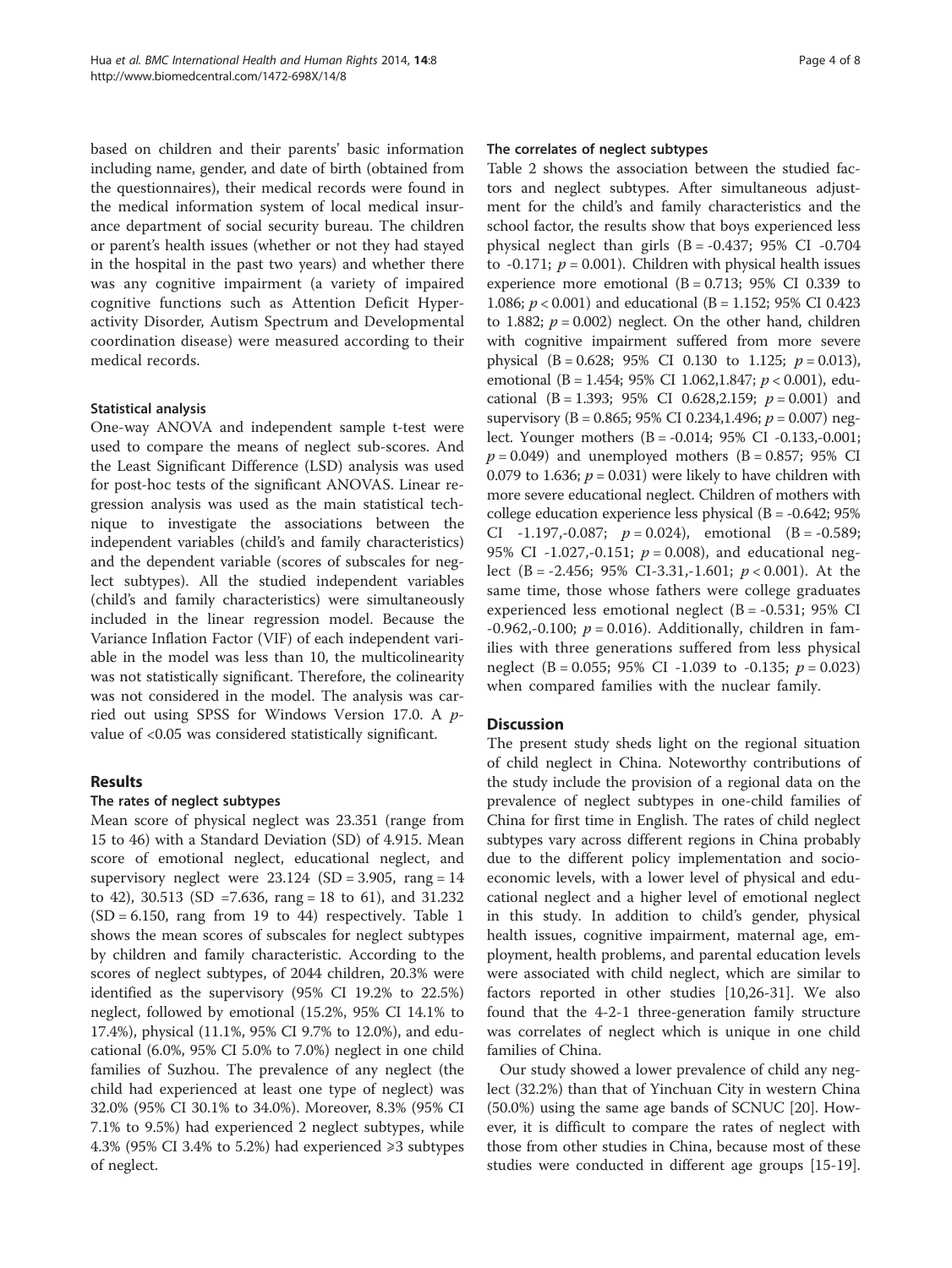based on children and their parents' basic information including name, gender, and date of birth (obtained from the questionnaires), their medical records were found in the medical information system of local medical insurance department of social security bureau. The children or parent's health issues (whether or not they had stayed in the hospital in the past two years) and whether there was any cognitive impairment (a variety of impaired cognitive functions such as Attention Deficit Hyperactivity Disorder, Autism Spectrum and Developmental coordination disease) were measured according to their medical records.

### Statistical analysis

One-way ANOVA and independent sample t-test were used to compare the means of neglect sub-scores. And the Least Significant Difference (LSD) analysis was used for post-hoc tests of the significant ANOVAS. Linear regression analysis was used as the main statistical technique to investigate the associations between the independent variables (child's and family characteristics) and the dependent variable (scores of subscales for neglect subtypes). All the studied independent variables (child's and family characteristics) were simultaneously included in the linear regression model. Because the Variance Inflation Factor (VIF) of each independent variable in the model was less than 10, the multicolinearity was not statistically significant. Therefore, the colinearity was not considered in the model. The analysis was carried out using SPSS for Windows Version 17.0. A $p$-value of <0.05 was considered statistically significant.

## Results

### The rates of neglect subtypes

Mean score of physical neglect was 23.351 (range from 15 to 46) with a Standard Deviation (SD) of 4.915. Mean score of emotional neglect, educational neglect, and supervisory neglect were 23.124 (SD = 3.905, rang = 14 to 42), 30.513 (SD =7.636, rang = 18 to 61), and 31.232 (SD = 6.150, rang from 19 to 44) respectively. Table 1 shows the mean scores of subscales for neglect subtypes by children and family characteristic. According to the scores of neglect subtypes, of 2044 children, 20.3% were identified as the supervisory (95% CI 19.2% to 22.5%) neglect, followed by emotional (15.2%, 95% CI 14.1% to 17.4%), physical (11.1%, 95% CI 9.7% to 12.0%), and educational (6.0%, 95% CI 5.0% to 7.0%) neglect in one child families of Suzhou. The prevalence of any neglect (the child had experienced at least one type of neglect) was 32.0% (95% CI 30.1% to 34.0%). Moreover, 8.3% (95% CI 7.1% to 9.5%) had experienced 2 neglect subtypes, while 4.3% (95% CI 3.4% to 5.2%) had experienced ⩾3 subtypes of neglect.

### The correlates of neglect subtypes

Table 2 shows the association between the studied factors and neglect subtypes. After simultaneous adjustment for the child's and family characteristics and the school factor, the results show that boys experienced less physical neglect than girls (B = -0.437; 95% CI -0.704 to -0.171; $p = 0.001$). Children with physical health issues experience more emotional (B = 0.713; 95% CI 0.339 to 1.086; $p < 0.001$) and educational (B = 1.152; 95% CI 0.423 to 1.882; $p = 0.002$) neglect. On the other hand, children with cognitive impairment suffered from more severe physical (B = 0.628; 95% CI 0.130 to 1.125; $p = 0.013$), emotional (B = 1.454; 95% CI 1.062,1.847; $p < 0.001$), educational (B = 1.393; 95% CI 0.628,2.159; $p = 0.001$) and supervisory (B = 0.865; 95% CI 0.234,1.496; $p = 0.007$) neglect. Younger mothers (B = -0.014; 95% CI -0.133,-0.001; $p = 0.049$) and unemployed mothers (B = 0.857; 95% CI 0.079 to 1.636; $p = 0.031$) were likely to have children with more severe educational neglect. Children of mothers with college education experience less physical (B = -0.642; 95% CI -1.197,-0.087; $p = 0.024$), emotional (B = -0.589; 95% CI -1.027,-0.151; $p = 0.008$), and educational neglect (B = -2.456; 95% CI-3.31,-1.601; $p < 0.001$). At the same time, those whose fathers were college graduates experienced less emotional neglect (B = -0.531; 95% CI -0.962,-0.100; $p = 0.016$). Additionally, children in families with three generations suffered from less physical neglect (B = 0.055; 95% CI -1.039 to -0.135; $p = 0.023$) when compared families with the nuclear family.

## Discussion

The present study sheds light on the regional situation of child neglect in China. Noteworthy contributions of the study include the provision of a regional data on the prevalence of neglect subtypes in one-child families of China for first time in English. The rates of child neglect subtypes vary across different regions in China probably due to the different policy implementation and socioeconomic levels, with a lower level of physical and educational neglect and a higher level of emotional neglect in this study. In addition to child's gender, physical health issues, cognitive impairment, maternal age, employment, health problems, and parental education levels were associated with child neglect, which are similar to factors reported in other studies [10,26-31]. We also found that the 4-2-1 three-generation family structure was correlates of neglect which is unique in one child families of China.

Our study showed a lower prevalence of child any neglect (32.2%) than that of Yinchuan City in western China (50.0%) using the same age bands of SCNUC [20]. However, it is difficult to compare the rates of neglect with those from other studies in China, because most of these studies were conducted in different age groups [15-19].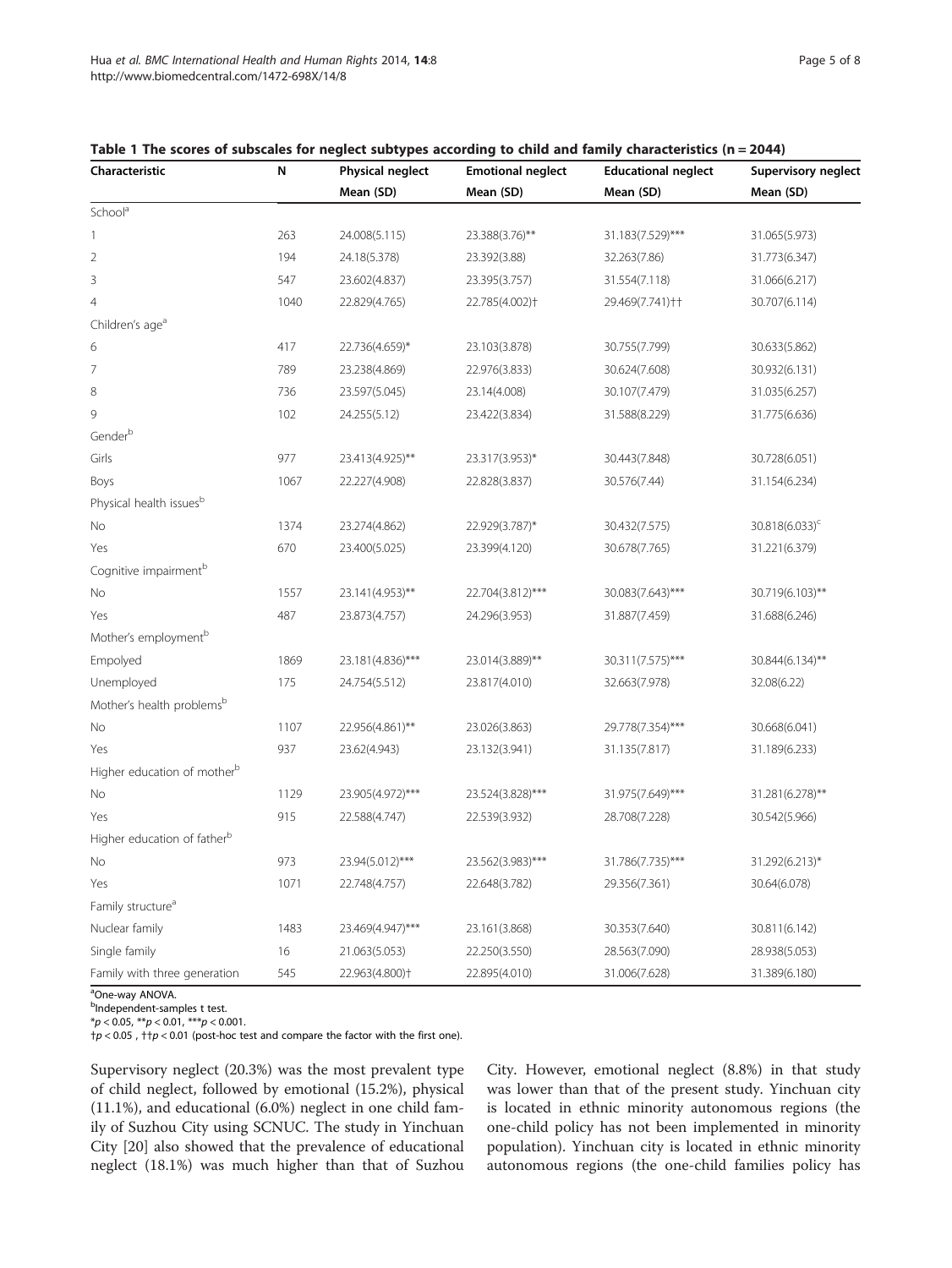**Table 1 The scores of subscales for neglect subtypes according to child and family characteristics (n = 2044)**

| Characteristic | N | Physical neglect | Emotional neglect | Educational neglect | Supervisory neglect |
|---|---|---|---|---|---|
| | | Mean (SD) | Mean (SD) | Mean (SD) | Mean (SD) |
| School[a] | | | | | |
| 1 | 263 | 24.008(5.115) | 23.388(3.76)** | 31.183(7.529)*** | 31.065(5.973) |
| 2 | 194 | 24.18(5.378) | 23.392(3.88) | 32.263(7.86) | 31.773(6.347) |
| 3 | 547 | 23.602(4.837) | 23.395(3.757) | 31.554(7.118) | 31.066(6.217) |
| 4 | 1040 | 22.829(4.765) | 22.785(4.002)† | 29.469(7.741)†† | 30.707(6.114) |
| Children's age[a] | | | | | |
| 6 | 417 | 22.736(4.659)* | 23.103(3.878) | 30.755(7.799) | 30.633(5.862) |
| 7 | 789 | 23.238(4.869) | 22.976(3.833) | 30.624(7.608) | 30.932(6.131) |
| 8 | 736 | 23.597(5.045) | 23.14(4.008) | 30.107(7.479) | 31.035(6.257) |
| 9 | 102 | 24.255(5.12) | 23.422(3.834) | 31.588(8.229) | 31.775(6.636) |
| Gender[b] | | | | | |
| Girls | 977 | 23.413(4.925)** | 23.317(3.953)* | 30.443(7.848) | 30.728(6.051) |
| Boys | 1067 | 22.227(4.908) | 22.828(3.837) | 30.576(7.44) | 31.154(6.234) |
| Physical health issues[b] | | | | | |
| No | 1374 | 23.274(4.862) | 22.929(3.787)* | 30.432(7.575) | 30.818(6.033)[c] |
| Yes | 670 | 23.400(5.025) | 23.399(4.120) | 30.678(7.765) | 31.221(6.379) |
| Cognitive impairment[b] | | | | | |
| No | 1557 | 23.141(4.953)** | 22.704(3.812)*** | 30.083(7.643)*** | 30.719(6.103)** |
| Yes | 487 | 23.873(4.757) | 24.296(3.953) | 31.887(7.459) | 31.688(6.246) |
| Mother's employment[b] | | | | | |
| Empolyed | 1869 | 23.181(4.836)*** | 23.014(3.889)** | 30.311(7.575)*** | 30.844(6.134)** |
| Unemployed | 175 | 24.754(5.512) | 23.817(4.010) | 32.663(7.978) | 32.08(6.22) |
| Mother's health problems[b] | | | | | |
| No | 1107 | 22.956(4.861)** | 23.026(3.863) | 29.778(7.354)*** | 30.668(6.041) |
| Yes | 937 | 23.62(4.943) | 23.132(3.941) | 31.135(7.817) | 31.189(6.233) |
| Higher education of mother[b] | | | | | |
| No | 1129 | 23.905(4.972)*** | 23.524(3.828)*** | 31.975(7.649)*** | 31.281(6.278)** |
| Yes | 915 | 22.588(4.747) | 22.539(3.932) | 28.708(7.228) | 30.542(5.966) |
| Higher education of father[b] | | | | | |
| No | 973 | 23.94(5.012)*** | 23.562(3.983)*** | 31.786(7.735)*** | 31.292(6.213)* |
| Yes | 1071 | 22.748(4.757) | 22.648(3.782) | 29.356(7.361) | 30.64(6.078) |
| Family structure[a] | | | | | |
| Nuclear family | 1483 | 23.469(4.947)*** | 23.161(3.868) | 30.353(7.640) | 30.811(6.142) |
| Single family | 16 | 21.063(5.053) | 22.250(3.550) | 28.563(7.090) | 28.938(5.053) |
| Family with three generation | 545 | 22.963(4.800)† | 22.895(4.010) | 31.006(7.628) | 31.389(6.180) |

[a]One-way ANOVA.
[b]Independent-samples t test.
*$p < 0.05$, **$p < 0.01$, ***$p < 0.001$.
†$p < 0.05$ , ††$p < 0.01$ (post-hoc test and compare the factor with the first one).

Supervisory neglect (20.3%) was the most prevalent type of child neglect, followed by emotional (15.2%), physical (11.1%), and educational (6.0%) neglect in one child family of Suzhou City using SCNUC. The study in Yinchuan City [20] also showed that the prevalence of educational neglect (18.1%) was much higher than that of Suzhou City. However, emotional neglect (8.8%) in that study was lower than that of the present study. Yinchuan city is located in ethnic minority autonomous regions (the one-child policy has not been implemented in minority population). Yinchuan city is located in ethnic minority autonomous regions (the one-child families policy has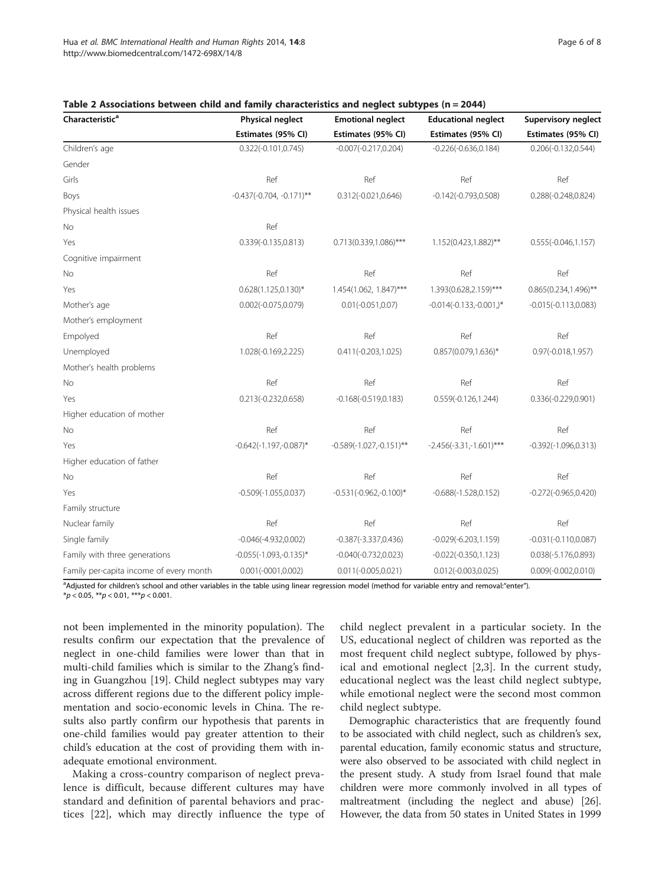**Table 2 Associations between child and family characteristics and neglect subtypes (n = 2044)**

| Characteristic[a] | Physical neglect | Emotional neglect | Educational neglect | Supervisory neglect |
|---|---|---|---|---|
| | Estimates (95% CI) | Estimates (95% CI) | Estimates (95% CI) | Estimates (95% CI) |
| Children's age | 0.322(-0.101,0.745) | -0.007(-0.217,0.204) | -0.226(-0.636,0.184) | 0.206(-0.132,0.544) |
| Gender | | | | |
| Girls | Ref | Ref | Ref | Ref |
| Boys | -0.437(-0.704, -0.171)** | 0.312(-0.021,0.646) | -0.142(-0.793,0.508) | 0.288(-0.248,0.824) |
| Physical health issues | | | | |
| No | Ref | | | |
| Yes | 0.339(-0.135,0.813) | 0.713(0.339,1.086)*** | 1.152(0.423,1.882)** | 0.555(-0.046,1.157) |
| Cognitive impairment | | | | |
| No | Ref | Ref | Ref | Ref |
| Yes | 0.628(1.125,0.130)* | 1.454(1.062, 1.847)*** | 1.393(0.628,2.159)*** | 0.865(0.234,1.496)** |
| Mother's age | 0.002(-0.075,0.079) | 0.01(-0.051,0.07) | -0.014(-0.133,-0.001,)* | -0.015(-0.113,0.083) |
| Mother's employment | | | | |
| Empolyed | Ref | Ref | Ref | Ref |
| Unemployed | 1.028(-0.169,2.225) | 0.411(-0.203,1.025) | 0.857(0.079,1.636)* | 0.97(-0.018,1.957) |
| Mother's health problems | | | | |
| No | Ref | Ref | Ref | Ref |
| Yes | 0.213(-0.232,0.658) | -0.168(-0.519,0.183) | 0.559(-0.126,1.244) | 0.336(-0.229,0.901) |
| Higher education of mother | | | | |
| No | Ref | Ref | Ref | Ref |
| Yes | -0.642(-1.197,-0.087)* | -0.589(-1.027,-0.151)** | -2.456(-3.31,-1.601)*** | -0.392(-1.096,0.313) |
| Higher education of father | | | | |
| No | Ref | Ref | Ref | Ref |
| Yes | -0.509(-1.055,0.037) | -0.531(-0.962,-0.100)* | -0.688(-1.528,0.152) | -0.272(-0.965,0.420) |
| Family structure | | | | |
| Nuclear family | Ref | Ref | Ref | Ref |
| Single family | -0.046(-4.932,0.002) | -0.387(-3.337,0.436) | -0.029(-6.203,1.159) | -0.031(-0.110,0.087) |
| Family with three generations | -0.055(-1.093,-0.135)* | -0.040(-0.732,0.023) | -0.022(-0.350,1.123) | 0.038(-5.176,0.893) |
| Family per-capita income of every month | 0.001(-0001,0.002) | 0.011(-0.005,0.021) | 0.012(-0.003,0.025) | 0.009(-0.002,0.010) |

[a]Adjusted for children's school and other variables in the table using linear regression model (method for variable entry and removal:"enter").
\*$p < 0.05$, \*\*$p < 0.01$, \*\*\*$p < 0.001$.

not been implemented in the minority population). The results confirm our expectation that the prevalence of neglect in one-child families were lower than that in multi-child families which is similar to the Zhang's finding in Guangzhou [19]. Child neglect subtypes may vary across different regions due to the different policy implementation and socio-economic levels in China. The results also partly confirm our hypothesis that parents in one-child families would pay greater attention to their child's education at the cost of providing them with inadequate emotional environment.

Making a cross-country comparison of neglect prevalence is difficult, because different cultures may have standard and definition of parental behaviors and practices [22], which may directly influence the type of child neglect prevalent in a particular society. In the US, educational neglect of children was reported as the most frequent child neglect subtype, followed by physical and emotional neglect [2,3]. In the current study, educational neglect was the least child neglect subtype, while emotional neglect were the second most common child neglect subtype.

Demographic characteristics that are frequently found to be associated with child neglect, such as children's sex, parental education, family economic status and structure, were also observed to be associated with child neglect in the present study. A study from Israel found that male children were more commonly involved in all types of maltreatment (including the neglect and abuse) [26]. However, the data from 50 states in United States in 1999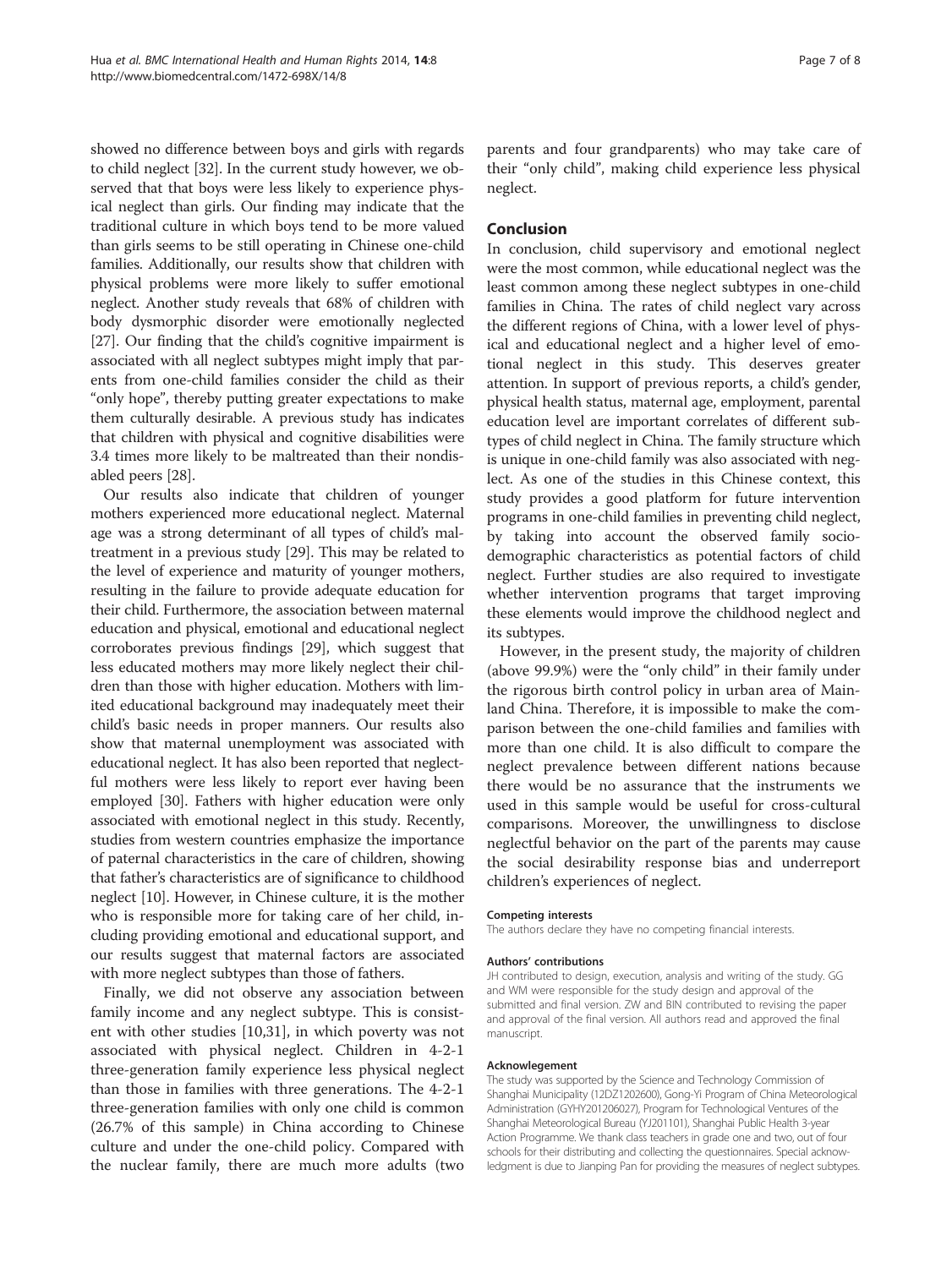showed no difference between boys and girls with regards to child neglect [32]. In the current study however, we observed that that boys were less likely to experience physical neglect than girls. Our finding may indicate that the traditional culture in which boys tend to be more valued than girls seems to be still operating in Chinese one-child families. Additionally, our results show that children with physical problems were more likely to suffer emotional neglect. Another study reveals that 68% of children with body dysmorphic disorder were emotionally neglected [27]. Our finding that the child's cognitive impairment is associated with all neglect subtypes might imply that parents from one-child families consider the child as their "only hope", thereby putting greater expectations to make them culturally desirable. A previous study has indicates that children with physical and cognitive disabilities were 3.4 times more likely to be maltreated than their nondisabled peers [28].

Our results also indicate that children of younger mothers experienced more educational neglect. Maternal age was a strong determinant of all types of child's maltreatment in a previous study [29]. This may be related to the level of experience and maturity of younger mothers, resulting in the failure to provide adequate education for their child. Furthermore, the association between maternal education and physical, emotional and educational neglect corroborates previous findings [29], which suggest that less educated mothers may more likely neglect their children than those with higher education. Mothers with limited educational background may inadequately meet their child's basic needs in proper manners. Our results also show that maternal unemployment was associated with educational neglect. It has also been reported that neglectful mothers were less likely to report ever having been employed [30]. Fathers with higher education were only associated with emotional neglect in this study. Recently, studies from western countries emphasize the importance of paternal characteristics in the care of children, showing that father's characteristics are of significance to childhood neglect [10]. However, in Chinese culture, it is the mother who is responsible more for taking care of her child, including providing emotional and educational support, and our results suggest that maternal factors are associated with more neglect subtypes than those of fathers.

Finally, we did not observe any association between family income and any neglect subtype. This is consistent with other studies [10,31], in which poverty was not associated with physical neglect. Children in 4-2-1 three-generation family experience less physical neglect than those in families with three generations. The 4-2-1 three-generation families with only one child is common (26.7% of this sample) in China according to Chinese culture and under the one-child policy. Compared with the nuclear family, there are much more adults (two parents and four grandparents) who may take care of their "only child", making child experience less physical neglect.

## Conclusion

In conclusion, child supervisory and emotional neglect were the most common, while educational neglect was the least common among these neglect subtypes in one-child families in China. The rates of child neglect vary across the different regions of China, with a lower level of physical and educational neglect and a higher level of emotional neglect in this study. This deserves greater attention. In support of previous reports, a child's gender, physical health status, maternal age, employment, parental education level are important correlates of different subtypes of child neglect in China. The family structure which is unique in one-child family was also associated with neglect. As one of the studies in this Chinese context, this study provides a good platform for future intervention programs in one-child families in preventing child neglect, by taking into account the observed family socio-demographic characteristics as potential factors of child neglect. Further studies are also required to investigate whether intervention programs that target improving these elements would improve the childhood neglect and its subtypes.

However, in the present study, the majority of children (above 99.9%) were the "only child" in their family under the rigorous birth control policy in urban area of Mainland China. Therefore, it is impossible to make the comparison between the one-child families and families with more than one child. It is also difficult to compare the neglect prevalence between different nations because there would be no assurance that the instruments we used in this sample would be useful for cross-cultural comparisons. Moreover, the unwillingness to disclose neglectful behavior on the part of the parents may cause the social desirability response bias and underreport children's experiences of neglect.

#### Competing interests

The authors declare they have no competing financial interests.

#### Authors' contributions

JH contributed to design, execution, analysis and writing of the study. GG and WM were responsible for the study design and approval of the submitted and final version. ZW and BIN contributed to revising the paper and approval of the final version. All authors read and approved the final manuscript.

#### Acknowlegement

The study was supported by the Science and Technology Commission of Shanghai Municipality (12DZ1202600), Gong-Yi Program of China Meteorological Administration (GYHY201206027), Program for Technological Ventures of the Shanghai Meteorological Bureau (YJ201101), Shanghai Public Health 3-year Action Programme. We thank class teachers in grade one and two, out of four schools for their distributing and collecting the questionnaires. Special acknowledgment is due to Jianping Pan for providing the measures of neglect subtypes.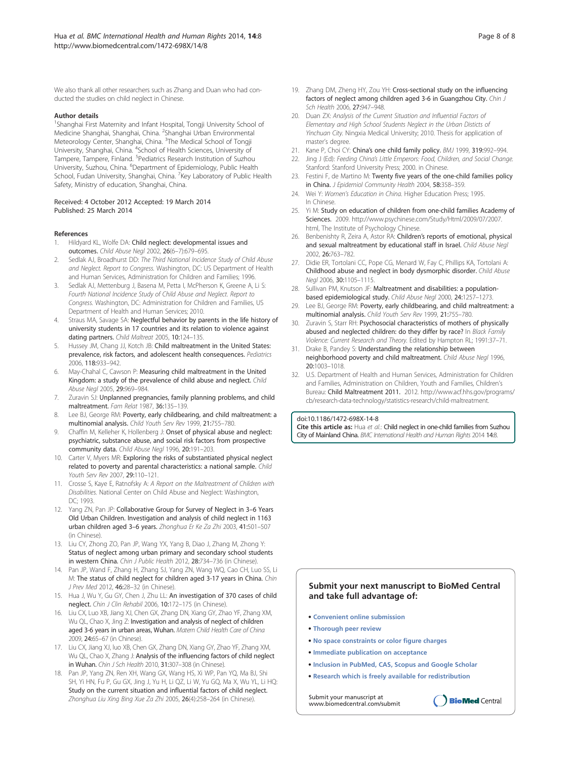We also thank all other researchers such as Zhang and Duan who had conducted the studies on child neglect in Chinese.

### Author details

[1]Shanghai First Maternity and Infant Hospital, Tongji University School of Medicine Shanghai, Shanghai, China. [2]Shanghai Urban Environmental Meteorology Center, Shanghai, China. [3]The Medical School of Tongji University, Shanghai, China. [4]School of Health Sciences, University of Tampere, Tampere, Finland. [5]Pediatrics Research Institution of Suzhou University, Suzhou, China. [6]Department of Epidemiology, Public Health School, Fudan University, Shanghai, China. [7]Key Laboratory of Public Health Safety, Ministry of education, Shanghai, China.

Received: 4 October 2012 Accepted: 19 March 2014
Published: 25 March 2014

### References

1. Hildyard KL, Wolfe DA: **Child neglect: developmental issues and outcomes.** *Child Abuse Negl* 2002, **26**(6–7):679–695.
2. Sedlak AJ, Broadhurst DD: *The Third National Incidence Study of Child Abuse and Neglect. Report to Congress.* Washington, DC: US Department of Health and Human Services, Administration for Children and Families; 1996.
3. Sedlak AJ, Mettenburg J, Basena M, Petta I, McPherson K, Greene A, Li S: *Fourth National Incidence Study of Child Abuse and Neglect. Report to Congress.* Washington, DC: Administration for Children and Families, US Department of Health and Human Services; 2010.
4. Straus MA, Savage SA: **Neglectful behavior by parents in the life history of university students in 17 countries and its relation to violence against dating partners.** *Child Maltreat* 2005, **10**:124–135.
5. Hussey JM, Chang JJ, Kotch JB: **Child maltreatment in the United States: prevalence, risk factors, and adolescent health consequences.** *Pediatrics* 2006, **118**:933–942.
6. May-Chahal C, Cawson P: **Measuring child maltreatment in the United Kingdom: a study of the prevalence of child abuse and neglect.** *Child Abuse Negl* 2005, **29**:969–984.
7. Zuravin SJ: **Unplanned pregnancies, family planning problems, and child maltreatment.** *Fam Relat* 1987, **36**:135–139.
8. Lee BJ, George RM: **Poverty, early childbearing, and child maltreatment: a multinomial analysis.** *Child Youth Serv Rev* 1999, **21**:755–780.
9. Chaffin M, Kelleher K, Hollenberg J: **Onset of physical abuse and neglect: psychiatric, substance abuse, and social risk factors from prospective community data.** *Child Abuse Negl* 1996, **20**:191–203.
10. Carter V, Myers MR: **Exploring the risks of substantiated physical neglect related to poverty and parental characteristics: a national sample.** *Child Youth Serv Rev* 2007, **29**:110–121.
11. Crosse S, Kaye E, Ratnofsky A: *A Report on the Maltreatment of Children with Disabilities.* National Center on Child Abuse and Neglect: Washington, DC; 1993.
12. Yang ZN, Pan JP: **Collaborative Group for Survey of Neglect in 3–6 Years Old Urban Children. Investigation and analysis of child neglect in 1163 urban children aged 3–6 years.** *Zhonghua Er Ke Za Zhi* 2003, **41**:501–507 (in Chinese).
13. Liu CY, Zhong ZO, Pan JP, Wang YX, Yang B, Diao J, Zhang M, Zhong Y: **Status of neglect among urban primary and secondary school students in western China.** *Chin J Public Health* 2012, **28**:734–736 (in Chinese).
14. Pan JP, Wand F, Zhang H, Zhang SJ, Yang ZN, Wang WQ, Cao CH, Luo SS, Li M: **The status of child neglect for children aged 3-17 years in China.** *Chin J Prev Med* 2012, **46**:28–32 (in Chinese).
15. Hua J, Wu Y, Gu GY, Chen J, Zhu LL: **An investigation of 370 cases of child neglect.** *Chin J Clin Rehabil* 2006, **10**:172–175 (in Chinese).
16. Liu CX, Luo XB, Jiang XJ, Chen GX, Zhang DN, Xiang GY, Zhao YF, Zhang XM, Wu QL, Chao X, Jing Z: **Investigation and analysis of neglect of children aged 3-6 years in urban areas, Wuhan.** *Matern Child Health Care of China* 2009, **24**:65–67 (in Chinese).
17. Liu CX, Jiang XJ, luo XB, Chen GX, Zhang DN, Xiang GY, Zhao YF, Zhang XM, Wu QL, Chao X, Zhang J: **Analysis of the influencing factors of child neglect in Wuhan.** *Chin J Sch Health* 2010, **31**:307–308 (in Chinese).
18. Pan JP, Yang ZN, Ren XH, Wang GX, Wang HS, Xi WP, Pan YQ, Ma BJ, Shi SH, Yi HN, Fu P, Gu GX, Jing J, Yu H, Li QZ, Li W, Yu GQ, Ma X, Wu YL, Li HQ: **Study on the current situation and influential factors of child neglect.** *Zhonghua Liu Xing Bing Xue Za Zhi* 2005, **26**(4):258–264 (in Chinese).
19. Zhang DM, Zheng HY, Zou YH: **Cross-sectional study on the influencing factors of neglect among children aged 3-6 in Guangzhou City.** *Chin J Sch Health* 2006, **27**:947–948.
20. Duan ZX: *Analysis of the Current Situation and Influential Factors of Elementary and High School Students Neglect in the Urban Disticts of Yinchuan City.* Ningxia Medical University; 2010. Thesis for application of master's degree.
21. Kane P, Choi CY: **China's one child family policy.** *BMJ* 1999, **319**:992–994.
22. Jing J (Ed): *Feeding China's Little Emperors: Food, Children, and Social Change.* Stanford: Stanford University Press; 2000. in Chinese.
23. Festini F, de Martino M: **Twenty five years of the one-child families policy in China.** *J Epidemiol Community Health* 2004, **58**:358–359.
24. Wei Y: *Women's Education in China.* Higher Education Press; 1995. In Chinese.
25. Yi M: **Study on education of children from one-child families Academy of Sciences.** 2009. http://www.psychinese.com/Study/Html/2009/07/2007.html, The Institute of Psychology Chinese.
26. Benbenishty R, Zeira A, Astor RA: **Children's reports of emotional, physical and sexual maltreatment by educational staff in Israel.** *Child Abuse Negl* 2002, **26**:763–782.
27. Didie ER, Tortolani CC, Pope CG, Menard W, Fay C, Phillips KA, Tortolani A: **Childhood abuse and neglect in body dysmorphic disorder.** *Child Abuse Negl* 2006, **30**:1105–1115.
28. Sullivan PM, Knutson JF: **Maltreatment and disabilities: a population-based epidemiological study.** *Child Abuse Negl* 2000, **24**:1257–1273.
29. Lee BJ, George RM: **Poverty, early childbearing, and child maltreatment: a multinomial analysis.** *Child Youth Serv Rev* 1999, **21**:755–780.
30. Zuravin S, Starr RH: **Psychosocial characteristics of mothers of physically abused and neglected children: do they differ by race?** In *Black Family Violence: Current Research and Theory.* Edited by Hampton RL; 1991:37–71.
31. Drake B, Pandey S: **Understanding the relationship between neighborhood poverty and child maltreatment.** *Child Abuse Negl* 1996, **20**:1003–1018.
32. U.S. Department of Health and Human Services, Administration for Children and Families, Administration on Children, Youth and Families, Children's Bureau: **Child Maltreatment 2011.** 2012. http://www.acf.hhs.gov/programs/cb/research-data-technology/statistics-research/child-maltreatment.

doi:10.1186/1472-698X-14-8
**Cite this article as:** Hua *et al.*: Child neglect in one-child families from Suzhou City of Mainland China. *BMC International Health and Human Rights* 2014 **14**:8.

**Submit your next manuscript to BioMed Central and take full advantage of:**

- Convenient online submission
- Thorough peer review
- No space constraints or color figure charges
- Immediate publication on acceptance
- Inclusion in PubMed, CAS, Scopus and Google Scholar
- Research which is freely available for redistribution

Submit your manuscript at www.biomedcentral.com/submit

BioMed Central